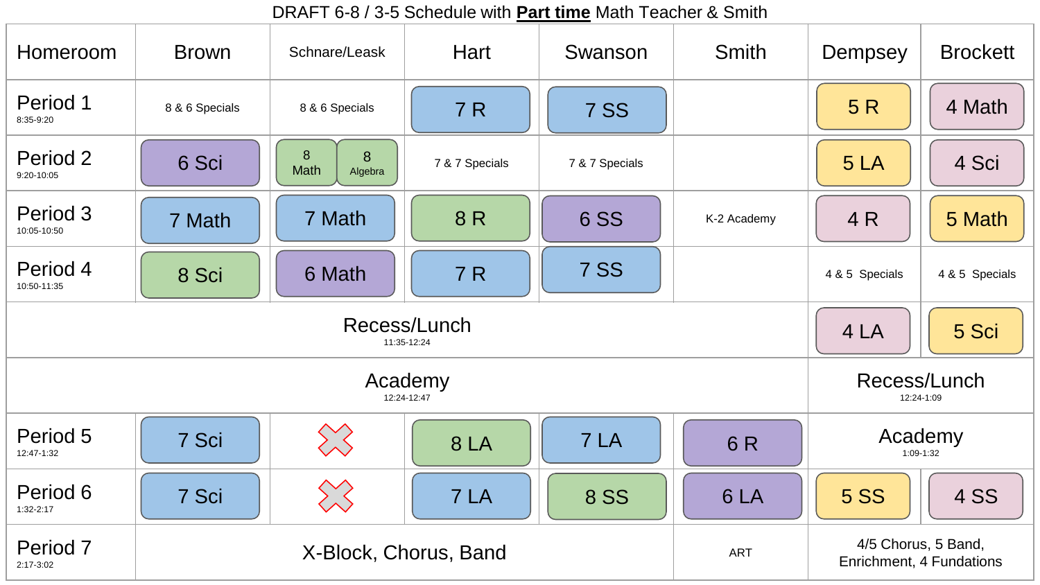DRAFT 6-8 / 3-5 Schedule with **Part time** Math Teacher & Smith

| Homeroom | Brown | Schnare/Leask | Hart | Swanson | Smith | Dempsey | Brockett |
|---|---|---|---|---|---|---|---|
| Period 1 8:35-9:20 | 8 & 6 Specials | 8 & 6 Specials | 7 R | 7 SS | | 5 R | 4 Math |
| Period 2 9:20-10:05 | 6 Sci | 8 Math / 8 Algebra | 7 & 7 Specials | 7 & 7 Specials | | 5 LA | 4 Sci |
| Period 3 10:05-10:50 | 7 Math | 7 Math | 8 R | 6 SS | K-2 Academy | 4 R | 5 Math |
| Period 4 10:50-11:35 | 8 Sci | 6 Math | 7 R | 7 SS | | 4 & 5 Specials | 4 & 5 Specials |
| Recess/Lunch 11:35-12:24 | | | | | | 4 LA | 5 Sci |
| Academy 12:24-12:47 | | | | | | Recess/Lunch 12:24-1:09 | |
| Period 5 12:47-1:32 | 7 Sci | X | 8 LA | 7 LA | 6 R | Academy 1:09-1:32 | |
| Period 6 1:32-2:17 | 7 Sci | X | 7 LA | 8 SS | 6 LA | 5 SS | 4 SS |
| Period 7 2:17-3:02 | X-Block, Chorus, Band | | | | ART | 4/5 Chorus, 5 Band, Enrichment, 4 Fundations | |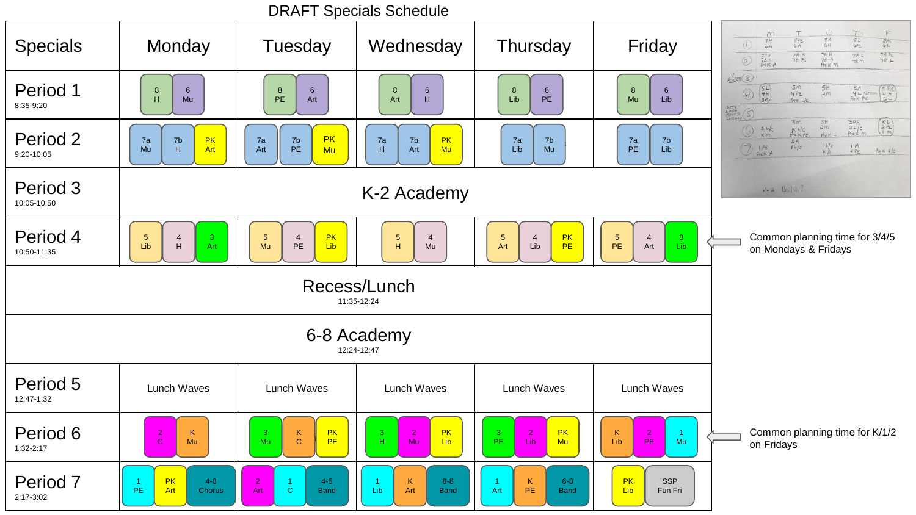# DRAFT Specials Schedule

| Specials | Monday | Tuesday | Wednesday | Thursday | Friday |
| --- | --- | --- | --- | --- | --- |
| Period 1 8:35-9:20 | 8 H; 6 Mu | 8 PE; 6 Art | 8 Art; 6 H | 8 Lib; 6 PE | 8 Mu; 6 Lib |
| Period 2 9:20-10:05 | 7a Mu; 7b H; PK Art | 7a Art; 7b PE; PK Mu | 7a H; 7b Art; PK Mu | 7a Lib; 7b Mu | 7a PE; 7b Lib |
| Period 3 10:05-10:50 | K-2 Academy | | | | |
| Period 4 10:50-11:35 | 5 Lib; 4 H; 3 Art | 5 Mu; 4 PE; PK Lib | 5 H; 4 Mu | 5 Art; 4 Lib; PK PE | 5 PE; 4 Art; 3 Lib |
| Recess/Lunch 11:35-12:24 | | | | | |
| 6-8 Academy 12:24-12:47 | | | | | |
| Period 5 12:47-1:32 | Lunch Waves | Lunch Waves | Lunch Waves | Lunch Waves | Lunch Waves |
| Period 6 1:32-2:17 | 2 C; K Mu | 3 Mu; K C; PK PE | 3 H; 2 Mu; PK Lib | 3 PE; 2 Lib; PK Mu | K Lib; 2 PE; 1 Mu |
| Period 7 2:17-3:02 | 1 PE; PK Art; 4-8 Chorus | 2 Art; 1 C; 4-5 Band | 1 Lib; K Art; 6-8 Band | 1 Art; K PE; 6-8 Band | PK Lib; SSP Fun Fri |

Common planning time for 3/4/5 on Mondays & Fridays (Period 4)

Common planning time for K/1/2 on Fridays (Period 6)